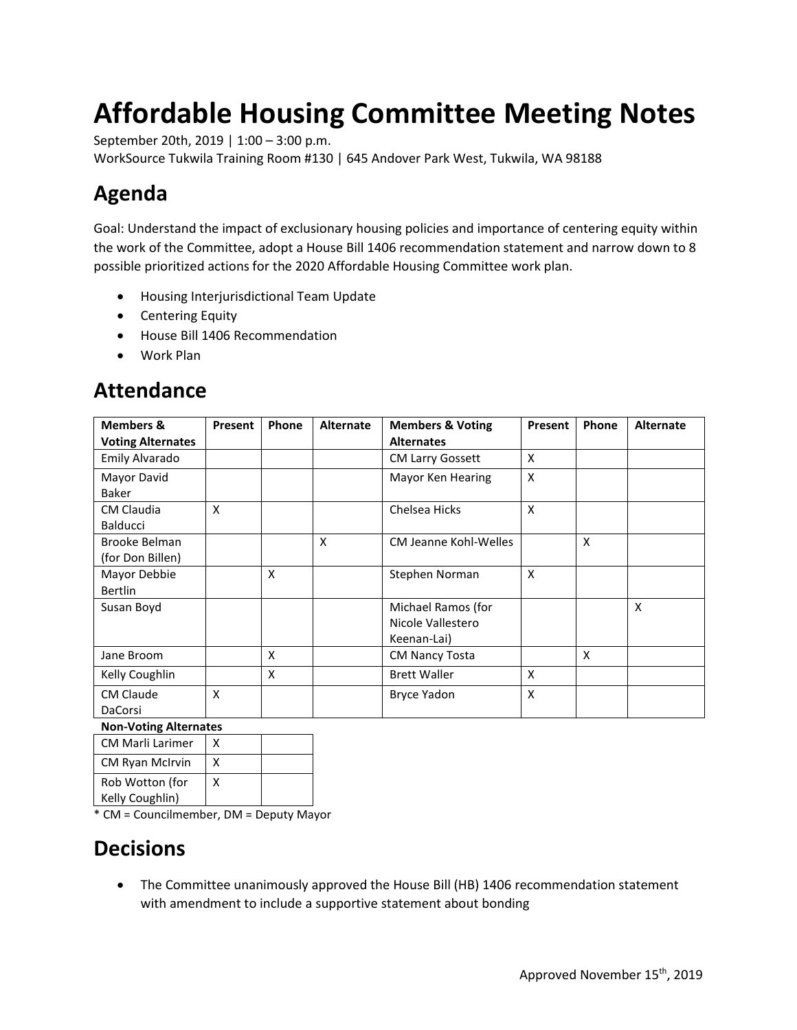# Affordable Housing Committee Meeting Notes

September 20th, 2019 | 1:00 – 3:00 p.m.
WorkSource Tukwila Training Room #130 | 645 Andover Park West, Tukwila, WA 98188

## Agenda

Goal: Understand the impact of exclusionary housing policies and importance of centering equity within the work of the Committee, adopt a House Bill 1406 recommendation statement and narrow down to 8 possible prioritized actions for the 2020 Affordable Housing Committee work plan.

- Housing Interjurisdictional Team Update
- Centering Equity
- House Bill 1406 Recommendation
- Work Plan

## Attendance

| Members & Voting Alternates | Present | Phone | Alternate | Members & Voting Alternates | Present | Phone | Alternate |
|---|---|---|---|---|---|---|---|
| Emily Alvarado | | | | CM Larry Gossett | X | | |
| Mayor David Baker | | | | Mayor Ken Hearing | X | | |
| CM Claudia Balducci | X | | | Chelsea Hicks | X | | |
| Brooke Belman (for Don Billen) | | | X | CM Jeanne Kohl-Welles | | X | |
| Mayor Debbie Bertlin | | X | | Stephen Norman | X | | |
| Susan Boyd | | | | Michael Ramos (for Nicole Vallestero Keenan-Lai) | | | X |
| Jane Broom | | X | | CM Nancy Tosta | | X | |
| Kelly Coughlin | | X | | Brett Waller | X | | |
| CM Claude DaCorsi | X | | | Bryce Yadon | X | | |

**Non-Voting Alternates**

| Name | Present | Phone |
|---|---|---|
| CM Marli Larimer | X | |
| CM Ryan McIrvin | X | |
| Rob Wotton (for Kelly Coughlin) | X | |

* CM = Councilmember, DM = Deputy Mayor

## Decisions

- The Committee unanimously approved the House Bill (HB) 1406 recommendation statement with amendment to include a supportive statement about bonding

Approved November 15th, 2019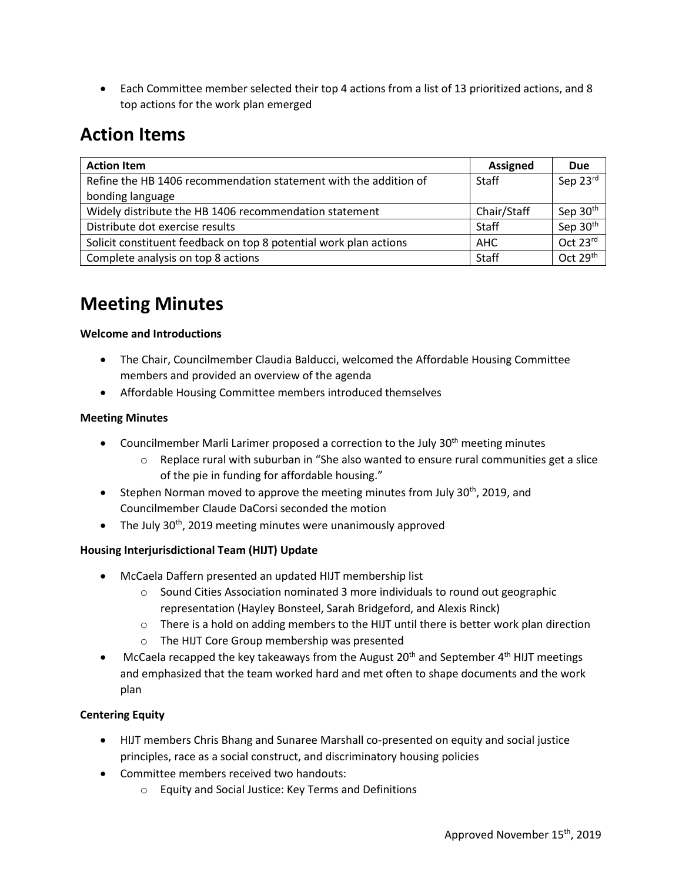- Each Committee member selected their top 4 actions from a list of 13 prioritized actions, and 8 top actions for the work plan emerged

## Action Items

| Action Item | Assigned | Due |
| --- | --- | --- |
| Refine the HB 1406 recommendation statement with the addition of bonding language | Staff | Sep 23rd |
| Widely distribute the HB 1406 recommendation statement | Chair/Staff | Sep 30th |
| Distribute dot exercise results | Staff | Sep 30th |
| Solicit constituent feedback on top 8 potential work plan actions | AHC | Oct 23rd |
| Complete analysis on top 8 actions | Staff | Oct 29th |

## Meeting Minutes

**Welcome and Introductions**

- The Chair, Councilmember Claudia Balducci, welcomed the Affordable Housing Committee members and provided an overview of the agenda
- Affordable Housing Committee members introduced themselves

**Meeting Minutes**

- Councilmember Marli Larimer proposed a correction to the July 30th meeting minutes
  - Replace rural with suburban in "She also wanted to ensure rural communities get a slice of the pie in funding for affordable housing."
- Stephen Norman moved to approve the meeting minutes from July 30th, 2019, and Councilmember Claude DaCorsi seconded the motion
- The July 30th, 2019 meeting minutes were unanimously approved

**Housing Interjurisdictional Team (HIJT) Update**

- McCaela Daffern presented an updated HIJT membership list
  - Sound Cities Association nominated 3 more individuals to round out geographic representation (Hayley Bonsteel, Sarah Bridgeford, and Alexis Rinck)
  - There is a hold on adding members to the HIJT until there is better work plan direction
  - The HIJT Core Group membership was presented
- McCaela recapped the key takeaways from the August 20th and September 4th HIJT meetings and emphasized that the team worked hard and met often to shape documents and the work plan

**Centering Equity**

- HIJT members Chris Bhang and Sunaree Marshall co-presented on equity and social justice principles, race as a social construct, and discriminatory housing policies
- Committee members received two handouts:
  - Equity and Social Justice: Key Terms and Definitions

Approved November 15th, 2019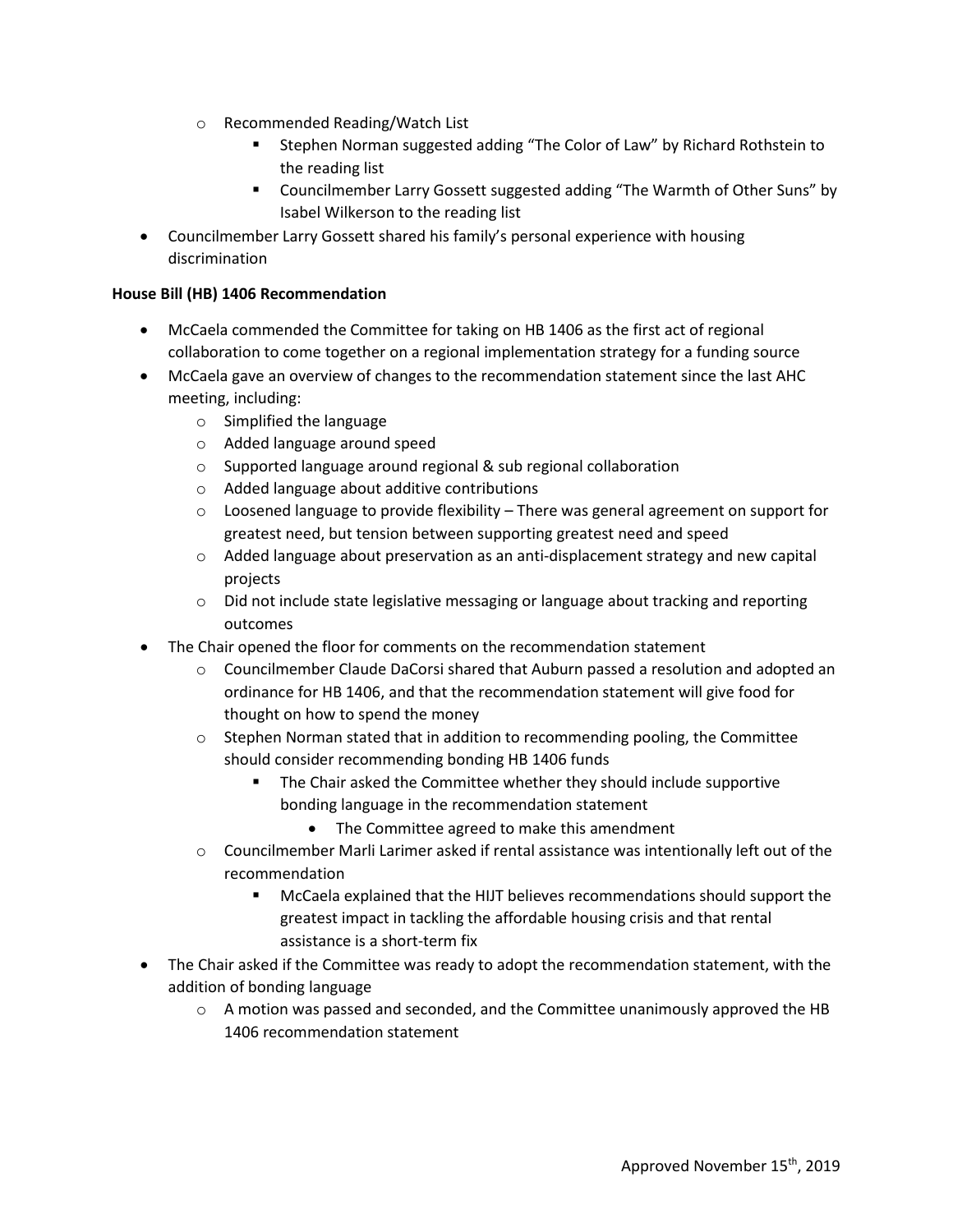- Recommended Reading/Watch List
    - Stephen Norman suggested adding "The Color of Law" by Richard Rothstein to the reading list
    - Councilmember Larry Gossett suggested adding "The Warmth of Other Suns" by Isabel Wilkerson to the reading list
- Councilmember Larry Gossett shared his family's personal experience with housing discrimination

**House Bill (HB) 1406 Recommendation**

- McCaela commended the Committee for taking on HB 1406 as the first act of regional collaboration to come together on a regional implementation strategy for a funding source
- McCaela gave an overview of changes to the recommendation statement since the last AHC meeting, including:
    - Simplified the language
    - Added language around speed
    - Supported language around regional & sub regional collaboration
    - Added language about additive contributions
    - Loosened language to provide flexibility – There was general agreement on support for greatest need, but tension between supporting greatest need and speed
    - Added language about preservation as an anti-displacement strategy and new capital projects
    - Did not include state legislative messaging or language about tracking and reporting outcomes
- The Chair opened the floor for comments on the recommendation statement
    - Councilmember Claude DaCorsi shared that Auburn passed a resolution and adopted an ordinance for HB 1406, and that the recommendation statement will give food for thought on how to spend the money
    - Stephen Norman stated that in addition to recommending pooling, the Committee should consider recommending bonding HB 1406 funds
        - The Chair asked the Committee whether they should include supportive bonding language in the recommendation statement
            - The Committee agreed to make this amendment
    - Councilmember Marli Larimer asked if rental assistance was intentionally left out of the recommendation
        - McCaela explained that the HIJT believes recommendations should support the greatest impact in tackling the affordable housing crisis and that rental assistance is a short-term fix
- The Chair asked if the Committee was ready to adopt the recommendation statement, with the addition of bonding language
    - A motion was passed and seconded, and the Committee unanimously approved the HB 1406 recommendation statement

Approved November 15th, 2019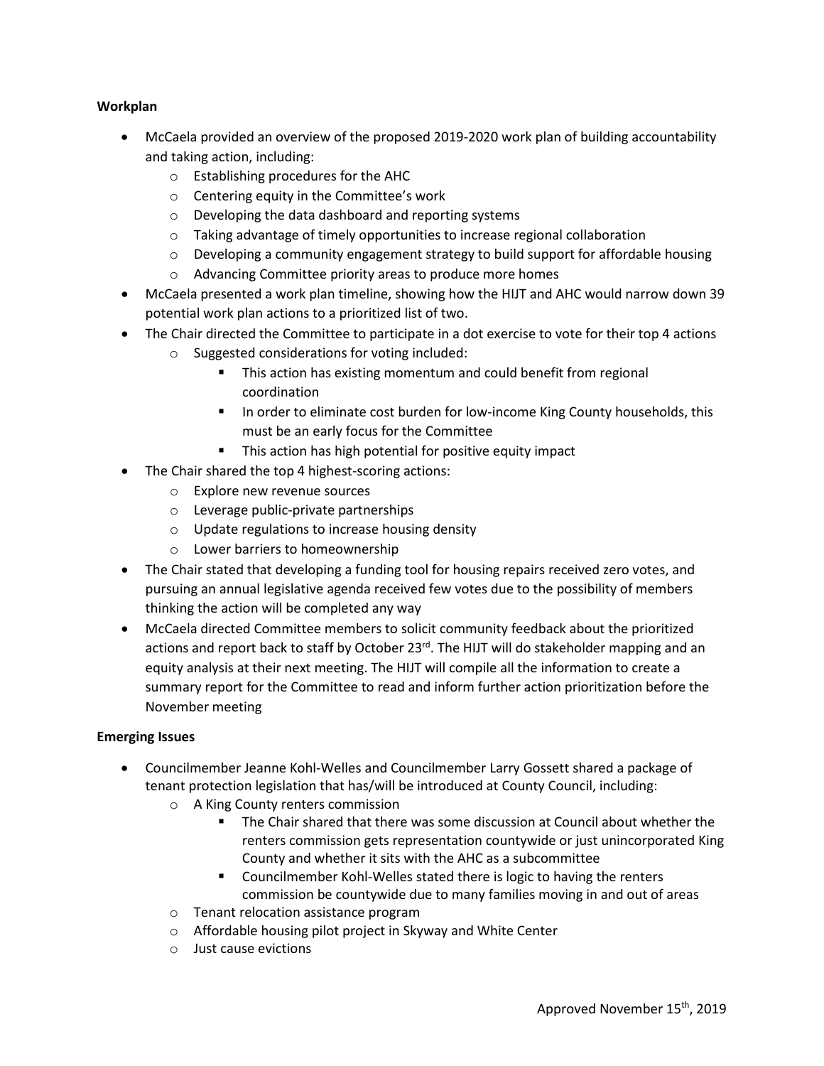**Workplan**

- McCaela provided an overview of the proposed 2019-2020 work plan of building accountability and taking action, including:
  - Establishing procedures for the AHC
  - Centering equity in the Committee's work
  - Developing the data dashboard and reporting systems
  - Taking advantage of timely opportunities to increase regional collaboration
  - Developing a community engagement strategy to build support for affordable housing
  - Advancing Committee priority areas to produce more homes
- McCaela presented a work plan timeline, showing how the HIJT and AHC would narrow down 39 potential work plan actions to a prioritized list of two.
- The Chair directed the Committee to participate in a dot exercise to vote for their top 4 actions
  - Suggested considerations for voting included:
    - This action has existing momentum and could benefit from regional coordination
    - In order to eliminate cost burden for low-income King County households, this must be an early focus for the Committee
    - This action has high potential for positive equity impact
- The Chair shared the top 4 highest-scoring actions:
  - Explore new revenue sources
  - Leverage public-private partnerships
  - Update regulations to increase housing density
  - Lower barriers to homeownership
- The Chair stated that developing a funding tool for housing repairs received zero votes, and pursuing an annual legislative agenda received few votes due to the possibility of members thinking the action will be completed any way
- McCaela directed Committee members to solicit community feedback about the prioritized actions and report back to staff by October 23rd. The HIJT will do stakeholder mapping and an equity analysis at their next meeting. The HIJT will compile all the information to create a summary report for the Committee to read and inform further action prioritization before the November meeting

**Emerging Issues**

- Councilmember Jeanne Kohl-Welles and Councilmember Larry Gossett shared a package of tenant protection legislation that has/will be introduced at County Council, including:
  - A King County renters commission
    - The Chair shared that there was some discussion at Council about whether the renters commission gets representation countywide or just unincorporated King County and whether it sits with the AHC as a subcommittee
    - Councilmember Kohl-Welles stated there is logic to having the renters commission be countywide due to many families moving in and out of areas
  - Tenant relocation assistance program
  - Affordable housing pilot project in Skyway and White Center
  - Just cause evictions

Approved November 15th, 2019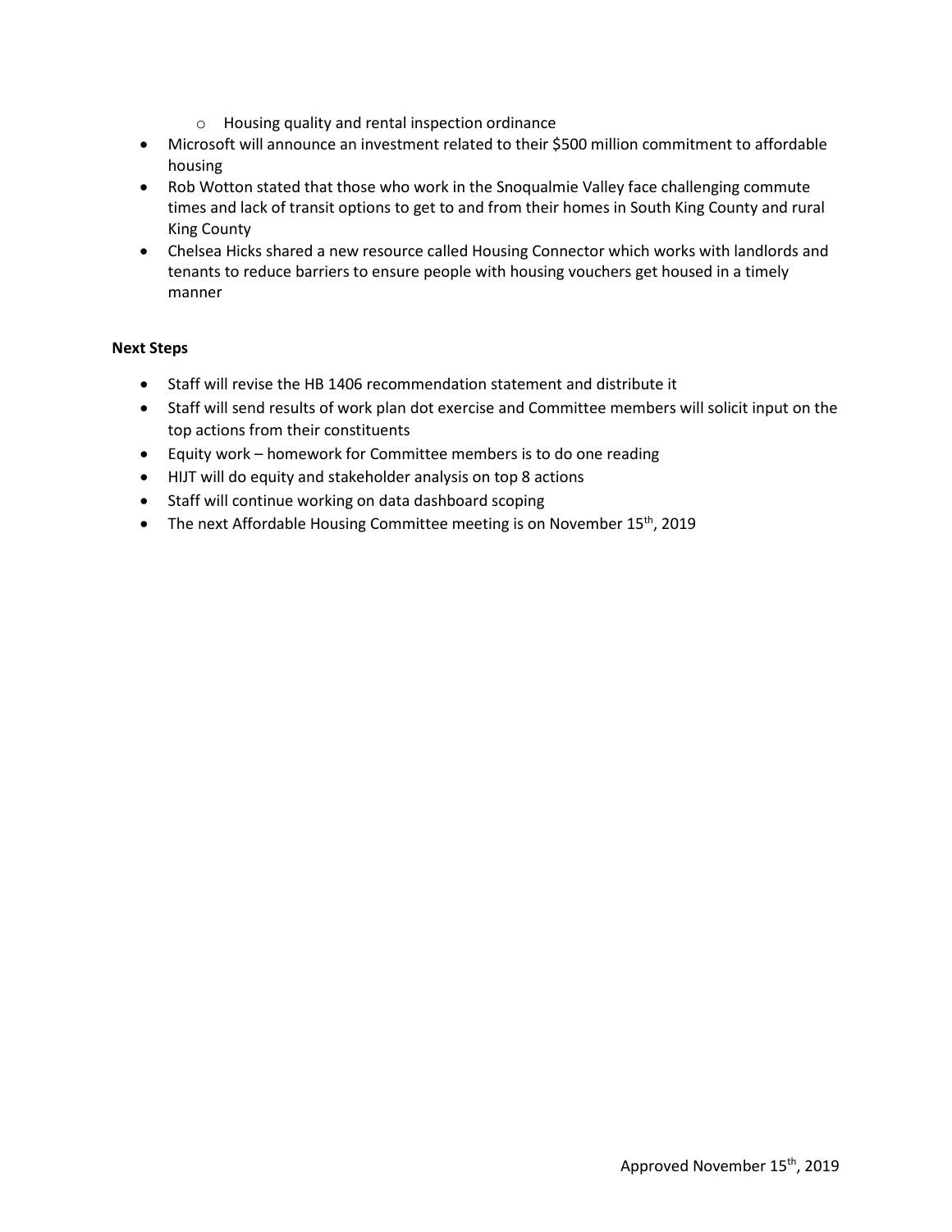- Housing quality and rental inspection ordinance
- Microsoft will announce an investment related to their $500 million commitment to affordable housing
- Rob Wotton stated that those who work in the Snoqualmie Valley face challenging commute times and lack of transit options to get to and from their homes in South King County and rural King County
- Chelsea Hicks shared a new resource called Housing Connector which works with landlords and tenants to reduce barriers to ensure people with housing vouchers get housed in a timely manner

**Next Steps**

- Staff will revise the HB 1406 recommendation statement and distribute it
- Staff will send results of work plan dot exercise and Committee members will solicit input on the top actions from their constituents
- Equity work – homework for Committee members is to do one reading
- HIJT will do equity and stakeholder analysis on top 8 actions
- Staff will continue working on data dashboard scoping
- The next Affordable Housing Committee meeting is on November 15th, 2019

Approved November 15th, 2019